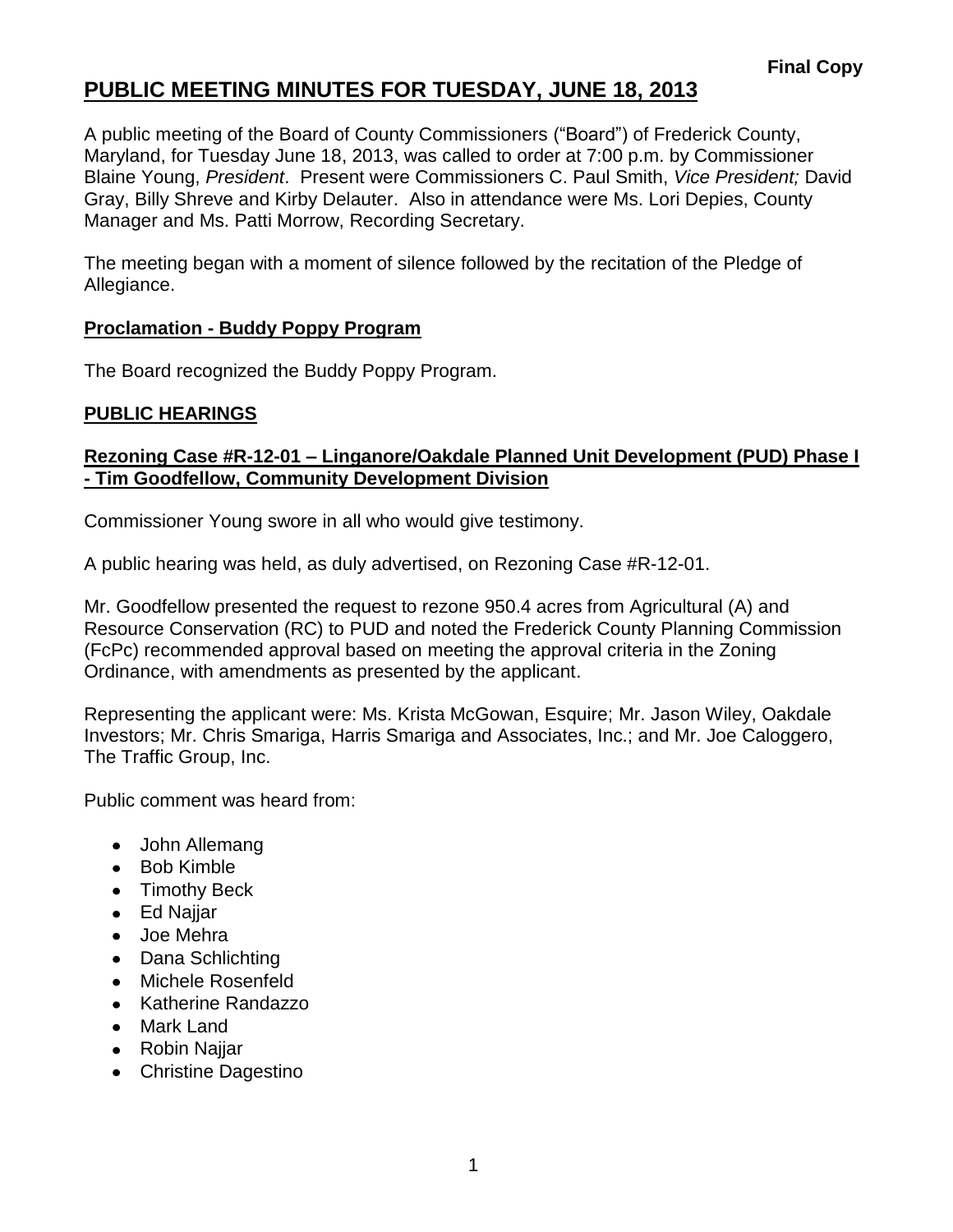**Final Copy**

# PUBLIC MEETING MINUTES FOR TUESDAY, JUNE 18, 2013

A public meeting of the Board of County Commissioners ("Board") of Frederick County, Maryland, for Tuesday June 18, 2013, was called to order at 7:00 p.m. by Commissioner Blaine Young, *President*. Present were Commissioners C. Paul Smith, *Vice President;* David Gray, Billy Shreve and Kirby Delauter. Also in attendance were Ms. Lori Depies, County Manager and Ms. Patti Morrow, Recording Secretary.

The meeting began with a moment of silence followed by the recitation of the Pledge of Allegiance.

## Proclamation - Buddy Poppy Program

The Board recognized the Buddy Poppy Program.

## PUBLIC HEARINGS

### Rezoning Case #R-12-01 – Linganore/Oakdale Planned Unit Development (PUD) Phase I - Tim Goodfellow, Community Development Division

Commissioner Young swore in all who would give testimony.

A public hearing was held, as duly advertised, on Rezoning Case #R-12-01.

Mr. Goodfellow presented the request to rezone 950.4 acres from Agricultural (A) and Resource Conservation (RC) to PUD and noted the Frederick County Planning Commission (FcPc) recommended approval based on meeting the approval criteria in the Zoning Ordinance, with amendments as presented by the applicant.

Representing the applicant were: Ms. Krista McGowan, Esquire; Mr. Jason Wiley, Oakdale Investors; Mr. Chris Smariga, Harris Smariga and Associates, Inc.; and Mr. Joe Caloggero, The Traffic Group, Inc.

Public comment was heard from:

- John Allemang
- Bob Kimble
- Timothy Beck
- Ed Najjar
- Joe Mehra
- Dana Schlichting
- Michele Rosenfeld
- Katherine Randazzo
- Mark Land
- Robin Najjar
- Christine Dagestino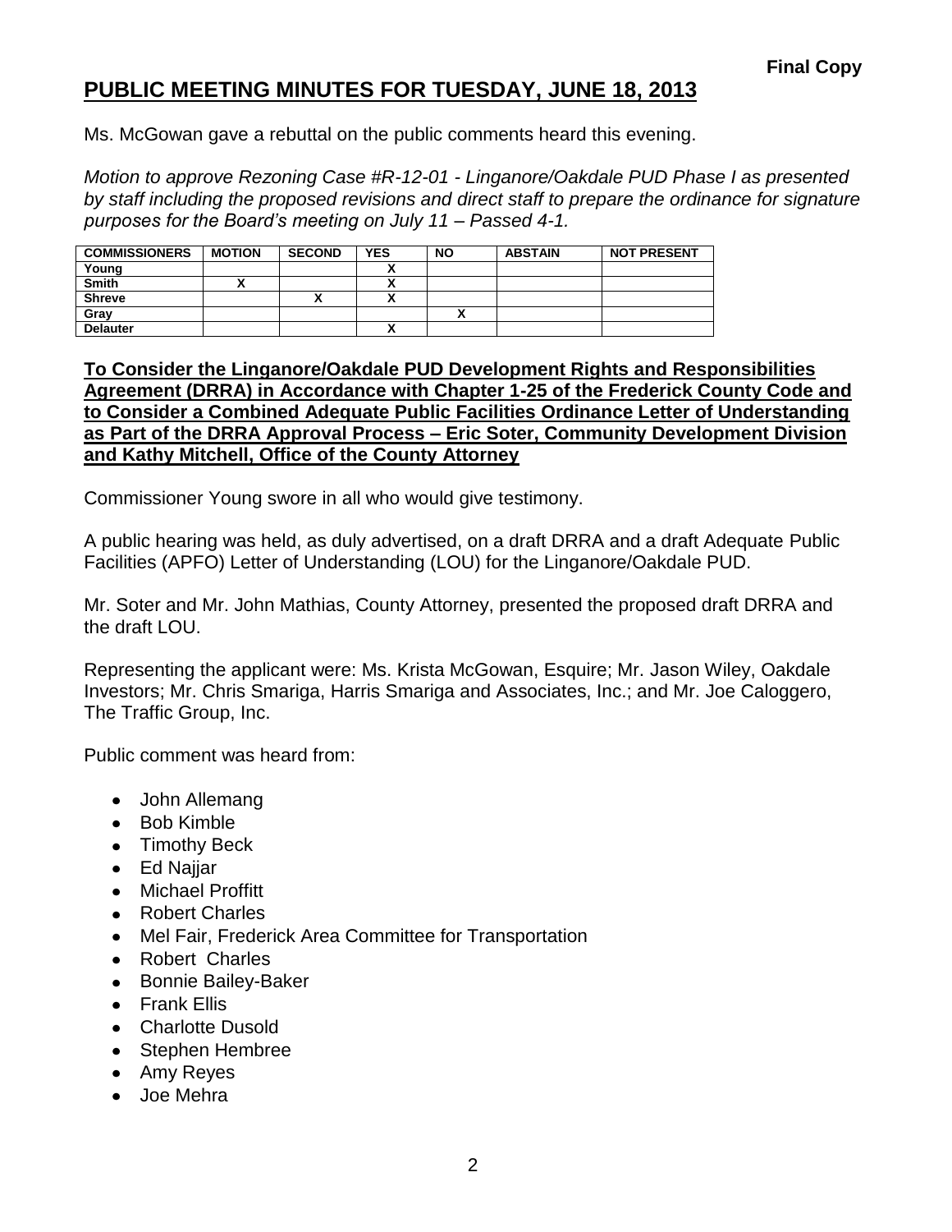**Final Copy**

# PUBLIC MEETING MINUTES FOR TUESDAY, JUNE 18, 2013

Ms. McGowan gave a rebuttal on the public comments heard this evening.

*Motion to approve Rezoning Case #R-12-01 - Linganore/Oakdale PUD Phase I as presented by staff including the proposed revisions and direct staff to prepare the ordinance for signature purposes for the Board's meeting on July 11 – Passed 4-1.*

| COMMISSIONERS | MOTION | SECOND | YES | NO | ABSTAIN | NOT PRESENT |
|---|---|---|---|---|---|---|
| Young | | | X | | | |
| Smith | X | | X | | | |
| Shreve | | X | X | | | |
| Gray | | | | X | | |
| Delauter | | | X | | | |

**To Consider the Linganore/Oakdale PUD Development Rights and Responsibilities Agreement (DRRA) in Accordance with Chapter 1-25 of the Frederick County Code and to Consider a Combined Adequate Public Facilities Ordinance Letter of Understanding as Part of the DRRA Approval Process – Eric Soter, Community Development Division and Kathy Mitchell, Office of the County Attorney**

Commissioner Young swore in all who would give testimony.

A public hearing was held, as duly advertised, on a draft DRRA and a draft Adequate Public Facilities (APFO) Letter of Understanding (LOU) for the Linganore/Oakdale PUD.

Mr. Soter and Mr. John Mathias, County Attorney, presented the proposed draft DRRA and the draft LOU.

Representing the applicant were: Ms. Krista McGowan, Esquire; Mr. Jason Wiley, Oakdale Investors; Mr. Chris Smariga, Harris Smariga and Associates, Inc.; and Mr. Joe Caloggero, The Traffic Group, Inc.

Public comment was heard from:

- John Allemang
- Bob Kimble
- Timothy Beck
- Ed Najjar
- Michael Proffitt
- Robert Charles
- Mel Fair, Frederick Area Committee for Transportation
- Robert Charles
- Bonnie Bailey-Baker
- Frank Ellis
- Charlotte Dusold
- Stephen Hembree
- Amy Reyes
- Joe Mehra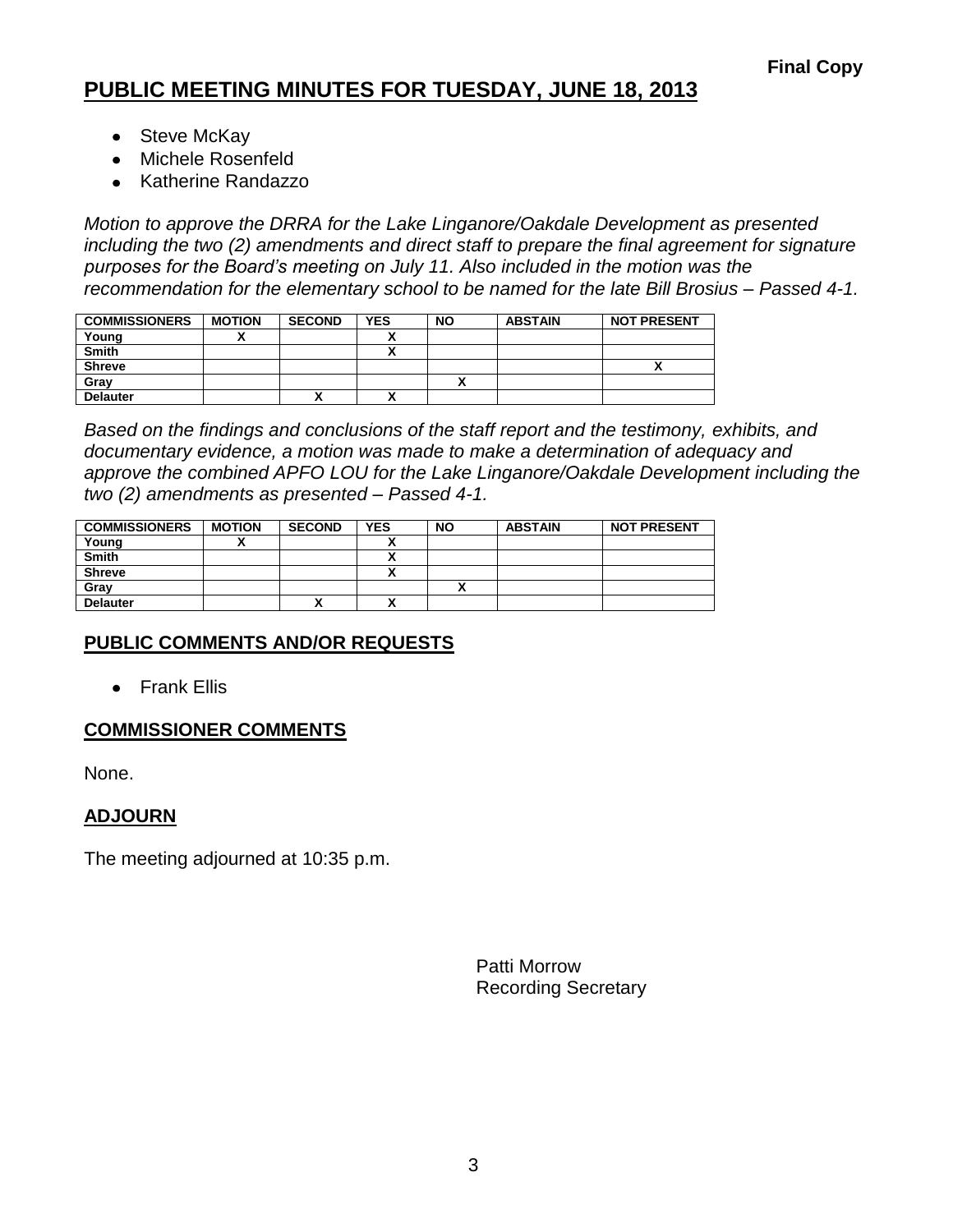**Final Copy**

# PUBLIC MEETING MINUTES FOR TUESDAY, JUNE 18, 2013

- Steve McKay
- Michele Rosenfeld
- Katherine Randazzo

*Motion to approve the DRRA for the Lake Linganore/Oakdale Development as presented including the two (2) amendments and direct staff to prepare the final agreement for signature purposes for the Board's meeting on July 11. Also included in the motion was the recommendation for the elementary school to be named for the late Bill Brosius – Passed 4-1.*

| COMMISSIONERS | MOTION | SECOND | YES | NO | ABSTAIN | NOT PRESENT |
|---|---|---|---|---|---|---|
| Young | X | | X | | | |
| Smith | | | X | | | |
| Shreve | | | | | | X |
| Gray | | | | X | | |
| Delauter | | X | X | | | |

*Based on the findings and conclusions of the staff report and the testimony, exhibits, and documentary evidence, a motion was made to make a determination of adequacy and approve the combined APFO LOU for the Lake Linganore/Oakdale Development including the two (2) amendments as presented – Passed 4-1.*

| COMMISSIONERS | MOTION | SECOND | YES | NO | ABSTAIN | NOT PRESENT |
|---|---|---|---|---|---|---|
| Young | X | | X | | | |
| Smith | | | X | | | |
| Shreve | | | X | | | |
| Gray | | | | X | | |
| Delauter | | X | X | | | |

## PUBLIC COMMENTS AND/OR REQUESTS

- Frank Ellis

## COMMISSIONER COMMENTS

None.

## ADJOURN

The meeting adjourned at 10:35 p.m.

Patti Morrow
Recording Secretary